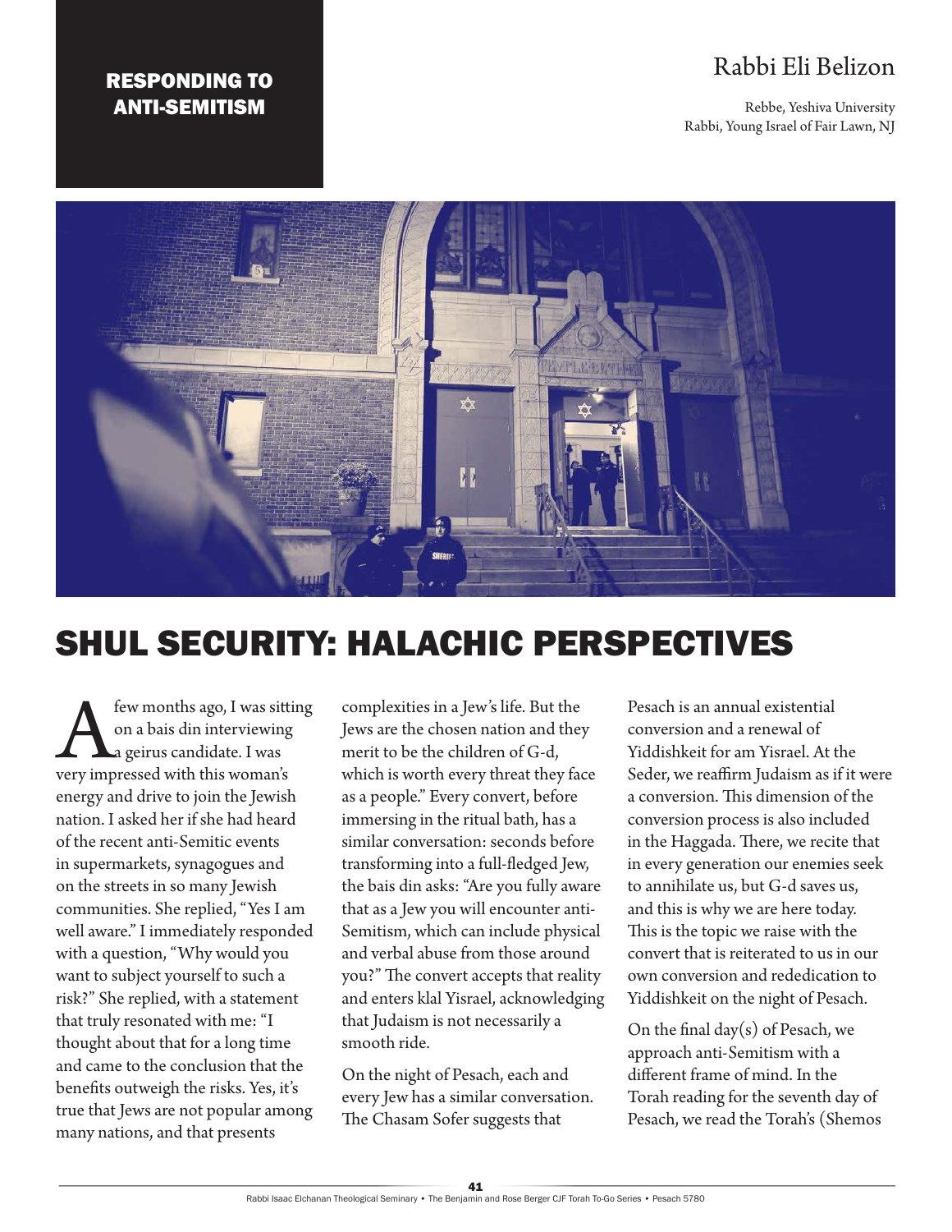RESPONDING TO ANTI-SEMITISM

Rabbi Eli Belizon

Rebbe, Yeshiva University
Rabbi, Young Israel of Fair Lawn, NJ

# SHUL SECURITY: HALACHIC PERSPECTIVES

A few months ago, I was sitting on a bais din interviewing a geirus candidate. I was very impressed with this woman's energy and drive to join the Jewish nation. I asked her if she had heard of the recent anti-Semitic events in supermarkets, synagogues and on the streets in so many Jewish communities. She replied, "Yes I am well aware." I immediately responded with a question, "Why would you want to subject yourself to such a risk?" She replied, with a statement that truly resonated with me: "I thought about that for a long time and came to the conclusion that the benefits outweigh the risks. Yes, it's true that Jews are not popular among many nations, and that presents complexities in a Jew's life. But the Jews are the chosen nation and they merit to be the children of G-d, which is worth every threat they face as a people." Every convert, before immersing in the ritual bath, has a similar conversation: seconds before transforming into a full-fledged Jew, the bais din asks: "Are you fully aware that as a Jew you will encounter anti-Semitism, which can include physical and verbal abuse from those around you?" The convert accepts that reality and enters klal Yisrael, acknowledging that Judaism is not necessarily a smooth ride.

On the night of Pesach, each and every Jew has a similar conversation. The Chasam Sofer suggests that Pesach is an annual existential conversion and a renewal of Yiddishkeit for am Yisrael. At the Seder, we reaffirm Judaism as if it were a conversion. This dimension of the conversion process is also included in the Haggada. There, we recite that in every generation our enemies seek to annihilate us, but G-d saves us, and this is why we are here today. This is the topic we raise with the convert that is reiterated to us in our own conversion and rededication to Yiddishkeit on the night of Pesach.

On the final day(s) of Pesach, we approach anti-Semitism with a different frame of mind. In the Torah reading for the seventh day of Pesach, we read the Torah's (Shemos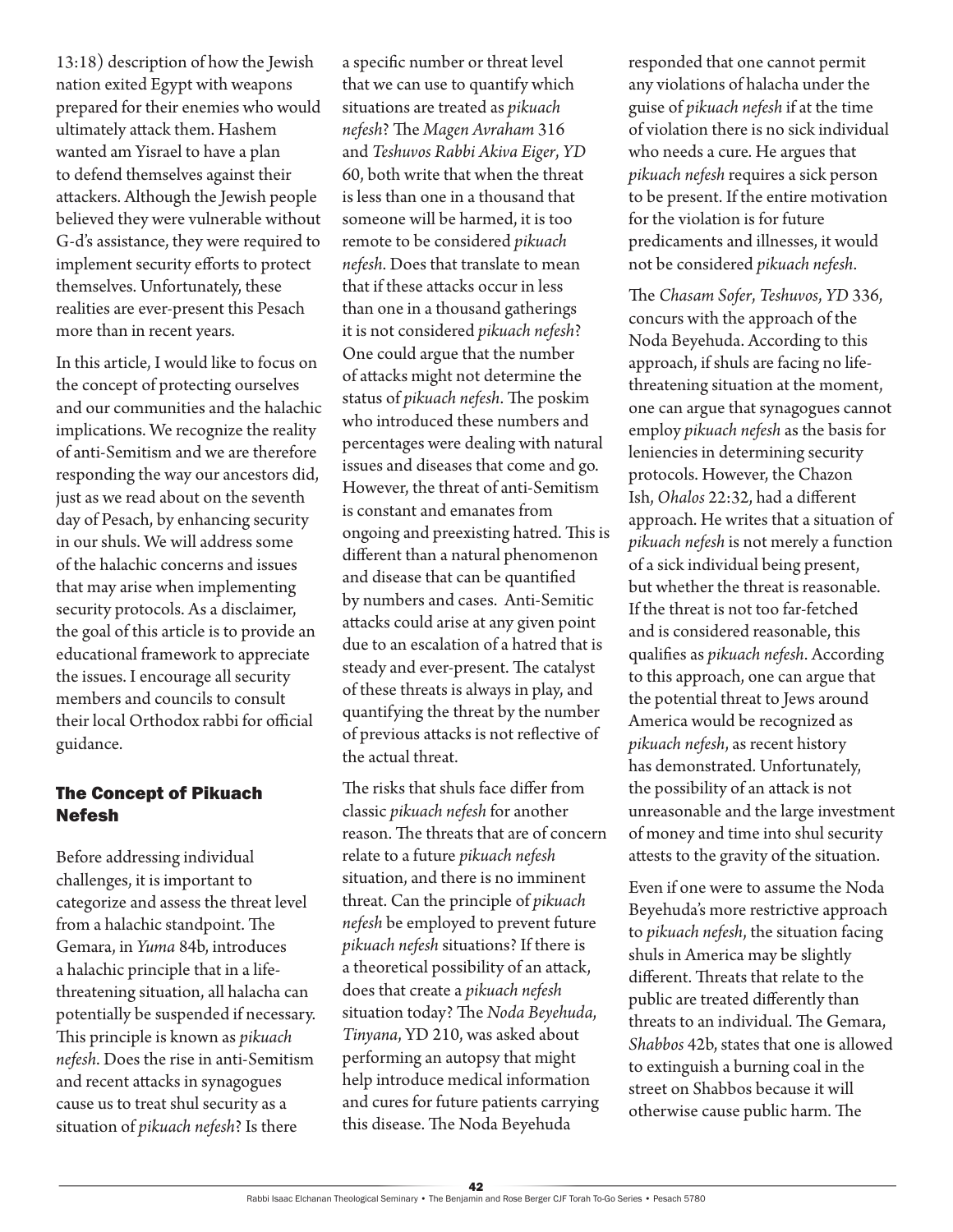13:18) description of how the Jewish nation exited Egypt with weapons prepared for their enemies who would ultimately attack them. Hashem wanted am Yisrael to have a plan to defend themselves against their attackers. Although the Jewish people believed they were vulnerable without G-d's assistance, they were required to implement security efforts to protect themselves. Unfortunately, these realities are ever-present this Pesach more than in recent years.

In this article, I would like to focus on the concept of protecting ourselves and our communities and the halachic implications. We recognize the reality of anti-Semitism and we are therefore responding the way our ancestors did, just as we read about on the seventh day of Pesach, by enhancing security in our shuls. We will address some of the halachic concerns and issues that may arise when implementing security protocols. As a disclaimer, the goal of this article is to provide an educational framework to appreciate the issues. I encourage all security members and councils to consult their local Orthodox rabbi for official guidance.

## The Concept of Pikuach Nefesh

Before addressing individual challenges, it is important to categorize and assess the threat level from a halachic standpoint. The Gemara, in *Yuma* 84b, introduces a halachic principle that in a life-threatening situation, all halacha can potentially be suspended if necessary. This principle is known as *pikuach nefesh*. Does the rise in anti-Semitism and recent attacks in synagogues cause us to treat shul security as a situation of *pikuach nefesh*? Is there a specific number or threat level that we can use to quantify which situations are treated as *pikuach nefesh*? The *Magen Avraham* 316 and *Teshuvos Rabbi Akiva Eiger*, *YD* 60, both write that when the threat is less than one in a thousand that someone will be harmed, it is too remote to be considered *pikuach nefesh*. Does that translate to mean that if these attacks occur in less than one in a thousand gatherings it is not considered *pikuach nefesh*? One could argue that the number of attacks might not determine the status of *pikuach nefesh*. The poskim who introduced these numbers and percentages were dealing with natural issues and diseases that come and go. However, the threat of anti-Semitism is constant and emanates from ongoing and preexisting hatred. This is different than a natural phenomenon and disease that can be quantified by numbers and cases. Anti-Semitic attacks could arise at any given point due to an escalation of a hatred that is steady and ever-present. The catalyst of these threats is always in play, and quantifying the threat by the number of previous attacks is not reflective of the actual threat.

The risks that shuls face differ from classic *pikuach nefesh* for another reason. The threats that are of concern relate to a future *pikuach nefesh* situation, and there is no imminent threat. Can the principle of *pikuach nefesh* be employed to prevent future *pikuach nefesh* situations? If there is a theoretical possibility of an attack, does that create a *pikuach nefesh* situation today? The *Noda Beyehuda*, *Tinyana*, YD 210, was asked about performing an autopsy that might help introduce medical information and cures for future patients carrying this disease. The Noda Beyehuda responded that one cannot permit any violations of halacha under the guise of *pikuach nefesh* if at the time of violation there is no sick individual who needs a cure. He argues that *pikuach nefesh* requires a sick person to be present. If the entire motivation for the violation is for future predicaments and illnesses, it would not be considered *pikuach nefesh*.

The *Chasam Sofer*, *Teshuvos*, *YD* 336, concurs with the approach of the Noda Beyehuda. According to this approach, if shuls are facing no life-threatening situation at the moment, one can argue that synagogues cannot employ *pikuach nefesh* as the basis for leniencies in determining security protocols. However, the Chazon Ish, *Ohalos* 22:32, had a different approach. He writes that a situation of *pikuach nefesh* is not merely a function of a sick individual being present, but whether the threat is reasonable. If the threat is not too far-fetched and is considered reasonable, this qualifies as *pikuach nefesh*. According to this approach, one can argue that the potential threat to Jews around America would be recognized as *pikuach nefesh*, as recent history has demonstrated. Unfortunately, the possibility of an attack is not unreasonable and the large investment of money and time into shul security attests to the gravity of the situation.

Even if one were to assume the Noda Beyehuda's more restrictive approach to *pikuach nefesh*, the situation facing shuls in America may be slightly different. Threats that relate to the public are treated differently than threats to an individual. The Gemara, *Shabbos* 42b, states that one is allowed to extinguish a burning coal in the street on Shabbos because it will otherwise cause public harm. The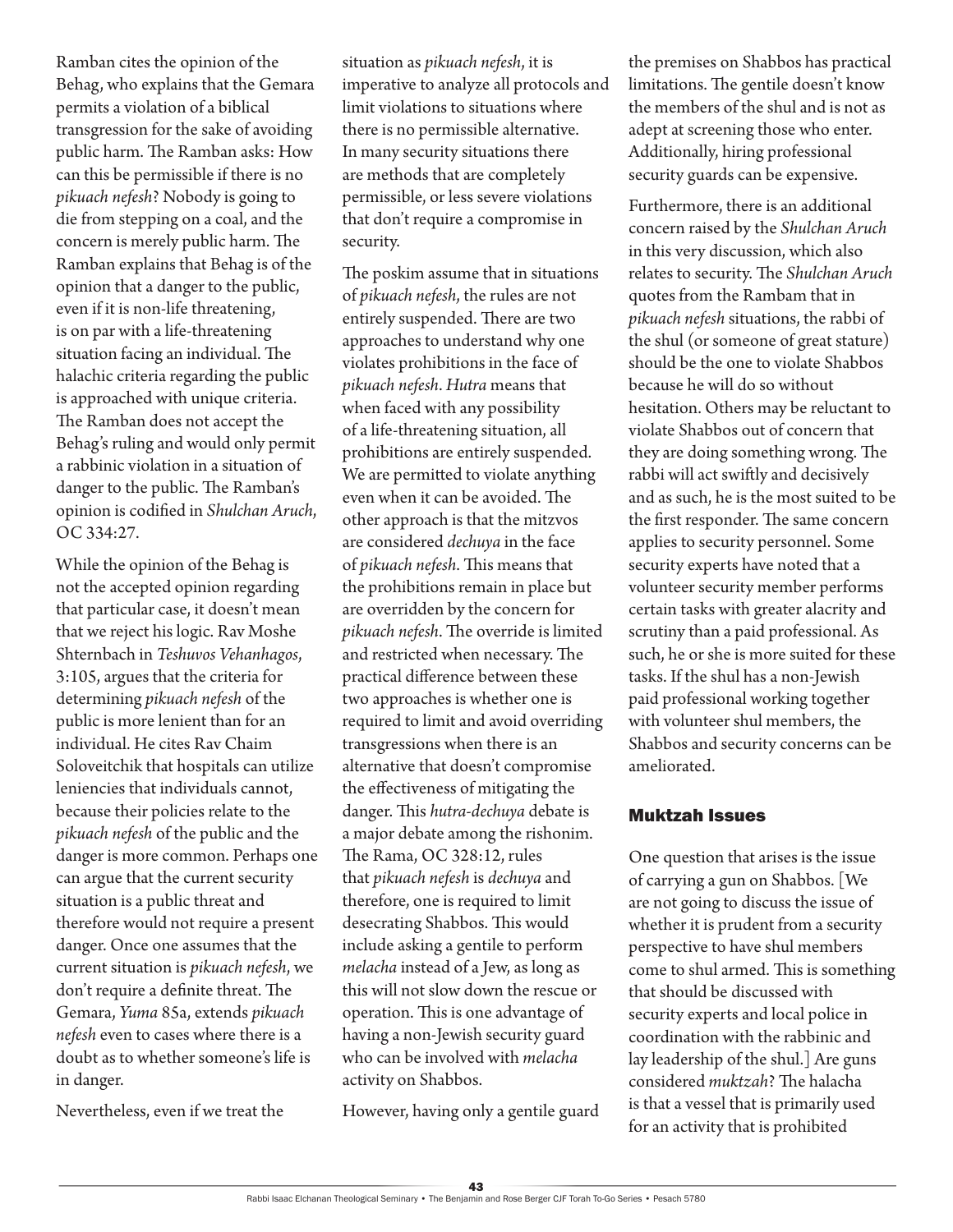Ramban cites the opinion of the Behag, who explains that the Gemara permits a violation of a biblical transgression for the sake of avoiding public harm. The Ramban asks: How can this be permissible if there is no *pikuach nefesh*? Nobody is going to die from stepping on a coal, and the concern is merely public harm. The Ramban explains that Behag is of the opinion that a danger to the public, even if it is non-life threatening, is on par with a life-threatening situation facing an individual. The halachic criteria regarding the public is approached with unique criteria. The Ramban does not accept the Behag's ruling and would only permit a rabbinic violation in a situation of danger to the public. The Ramban's opinion is codified in *Shulchan Aruch*, OC 334:27.

While the opinion of the Behag is not the accepted opinion regarding that particular case, it doesn't mean that we reject his logic. Rav Moshe Shternbach in *Teshuvos Vehanhagos*, 3:105, argues that the criteria for determining *pikuach nefesh* of the public is more lenient than for an individual. He cites Rav Chaim Soloveitchik that hospitals can utilize leniencies that individuals cannot, because their policies relate to the *pikuach nefesh* of the public and the danger is more common. Perhaps one can argue that the current security situation is a public threat and therefore would not require a present danger. Once one assumes that the current situation is *pikuach nefesh*, we don't require a definite threat. The Gemara, *Yuma* 85a, extends *pikuach nefesh* even to cases where there is a doubt as to whether someone's life is in danger.

Nevertheless, even if we treat the situation as *pikuach nefesh*, it is imperative to analyze all protocols and limit violations to situations where there is no permissible alternative. In many security situations there are methods that are completely permissible, or less severe violations that don't require a compromise in security.

The poskim assume that in situations of *pikuach nefesh*, the rules are not entirely suspended. There are two approaches to understand why one violates prohibitions in the face of *pikuach nefesh*. *Hutra* means that when faced with any possibility of a life-threatening situation, all prohibitions are entirely suspended. We are permitted to violate anything even when it can be avoided. The other approach is that the mitzvos are considered *dechuya* in the face of *pikuach nefesh*. This means that the prohibitions remain in place but are overridden by the concern for *pikuach nefesh*. The override is limited and restricted when necessary. The practical difference between these two approaches is whether one is required to limit and avoid overriding transgressions when there is an alternative that doesn't compromise the effectiveness of mitigating the danger. This *hutra-dechuya* debate is a major debate among the rishonim. The Rama, OC 328:12, rules that *pikuach nefesh* is *dechuya* and therefore, one is required to limit desecrating Shabbos. This would include asking a gentile to perform *melacha* instead of a Jew, as long as this will not slow down the rescue or operation. This is one advantage of having a non-Jewish security guard who can be involved with *melacha* activity on Shabbos.

However, having only a gentile guard the premises on Shabbos has practical limitations. The gentile doesn't know the members of the shul and is not as adept at screening those who enter. Additionally, hiring professional security guards can be expensive.

Furthermore, there is an additional concern raised by the *Shulchan Aruch* in this very discussion, which also relates to security. The *Shulchan Aruch* quotes from the Rambam that in *pikuach nefesh* situations, the rabbi of the shul (or someone of great stature) should be the one to violate Shabbos because he will do so without hesitation. Others may be reluctant to violate Shabbos out of concern that they are doing something wrong. The rabbi will act swiftly and decisively and as such, he is the most suited to be the first responder. The same concern applies to security personnel. Some security experts have noted that a volunteer security member performs certain tasks with greater alacrity and scrutiny than a paid professional. As such, he or she is more suited for these tasks. If the shul has a non-Jewish paid professional working together with volunteer shul members, the Shabbos and security concerns can be ameliorated.

## Muktzah Issues

One question that arises is the issue of carrying a gun on Shabbos. [We are not going to discuss the issue of whether it is prudent from a security perspective to have shul members come to shul armed. This is something that should be discussed with security experts and local police in coordination with the rabbinic and lay leadership of the shul.] Are guns considered *muktzah*? The halacha is that a vessel that is primarily used for an activity that is prohibited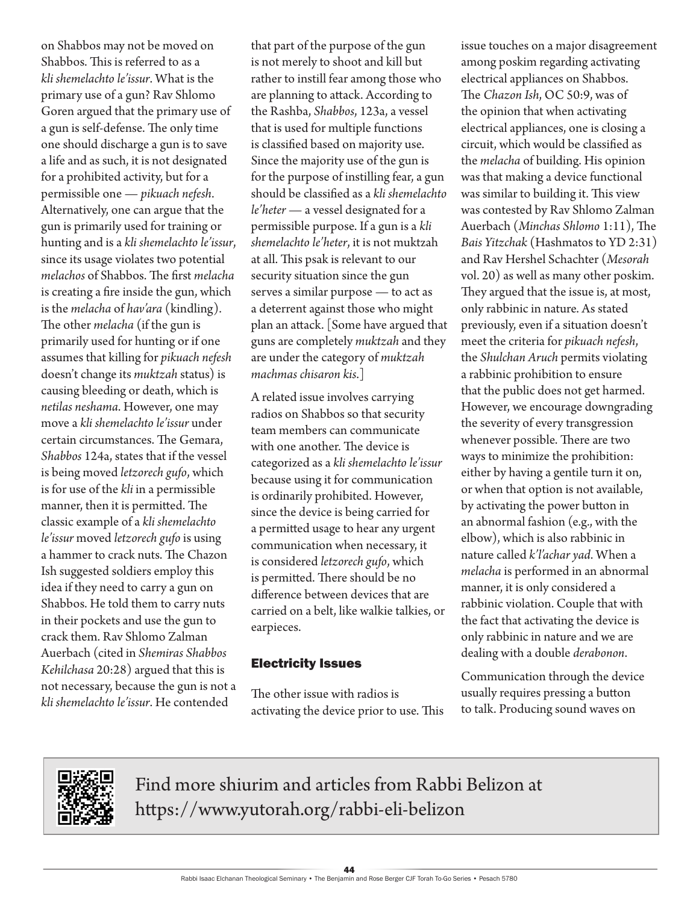on Shabbos may not be moved on Shabbos. This is referred to as a *kli shemelachto le'issur*. What is the primary use of a gun? Rav Shlomo Goren argued that the primary use of a gun is self-defense. The only time one should discharge a gun is to save a life and as such, it is not designated for a prohibited activity, but for a permissible one — *pikuach nefesh*. Alternatively, one can argue that the gun is primarily used for training or hunting and is a *kli shemelachto le'issur*, since its usage violates two potential *melachos* of Shabbos. The first *melacha* is creating a fire inside the gun, which is the *melacha* of *hav'ara* (kindling). The other *melacha* (if the gun is primarily used for hunting or if one assumes that killing for *pikuach nefesh* doesn't change its *muktzah* status) is causing bleeding or death, which is *netilas neshama*. However, one may move a *kli shemelachto le'issur* under certain circumstances. The Gemara, *Shabbos* 124a, states that if the vessel is being moved *letzorech gufo*, which is for use of the *kli* in a permissible manner, then it is permitted. The classic example of a *kli shemelachto le'issur* moved *letzorech gufo* is using a hammer to crack nuts. The Chazon Ish suggested soldiers employ this idea if they need to carry a gun on Shabbos. He told them to carry nuts in their pockets and use the gun to crack them. Rav Shlomo Zalman Auerbach (cited in *Shemiras Shabbos Kehilchasa* 20:28) argued that this is not necessary, because the gun is not a *kli shemelachto le'issur*. He contended that part of the purpose of the gun is not merely to shoot and kill but rather to instill fear among those who are planning to attack. According to the Rashba, *Shabbos*, 123a, a vessel that is used for multiple functions is classified based on majority use. Since the majority use of the gun is for the purpose of instilling fear, a gun should be classified as a *kli shemelachto le'heter* — a vessel designated for a permissible purpose. If a gun is a *kli shemelachto le'heter*, it is not muktzah at all. This psak is relevant to our security situation since the gun serves a similar purpose — to act as a deterrent against those who might plan an attack. [Some have argued that guns are completely *muktzah* and they are under the category of *muktzah machmas chisaron kis*.]

A related issue involves carrying radios on Shabbos so that security team members can communicate with one another. The device is categorized as a *kli shemelachto le'issur* because using it for communication is ordinarily prohibited. However, since the device is being carried for a permitted usage to hear any urgent communication when necessary, it is considered *letzorech gufo*, which is permitted. There should be no difference between devices that are carried on a belt, like walkie talkies, or earpieces.

## Electricity Issues

The other issue with radios is activating the device prior to use. This issue touches on a major disagreement among poskim regarding activating electrical appliances on Shabbos. The *Chazon Ish*, OC 50:9, was of the opinion that when activating electrical appliances, one is closing a circuit, which would be classified as the *melacha* of building. His opinion was that making a device functional was similar to building it. This view was contested by Rav Shlomo Zalman Auerbach (*Minchas Shlomo* 1:11), The *Bais Yitzchak* (Hashmatos to YD 2:31) and Rav Hershel Schachter (*Mesorah* vol. 20) as well as many other poskim. They argued that the issue is, at most, only rabbinic in nature. As stated previously, even if a situation doesn't meet the criteria for *pikuach nefesh*, the *Shulchan Aruch* permits violating a rabbinic prohibition to ensure that the public does not get harmed. However, we encourage downgrading the severity of every transgression whenever possible. There are two ways to minimize the prohibition: either by having a gentile turn it on, or when that option is not available, by activating the power button in an abnormal fashion (e.g., with the elbow), which is also rabbinic in nature called *k'l'achar yad*. When a *melacha* is performed in an abnormal manner, it is only considered a rabbinic violation. Couple that with the fact that activating the device is only rabbinic in nature and we are dealing with a double *derabonon*.

Communication through the device usually requires pressing a button to talk. Producing sound waves on

Find more shiurim and articles from Rabbi Belizon at https://www.yutorah.org/rabbi-eli-belizon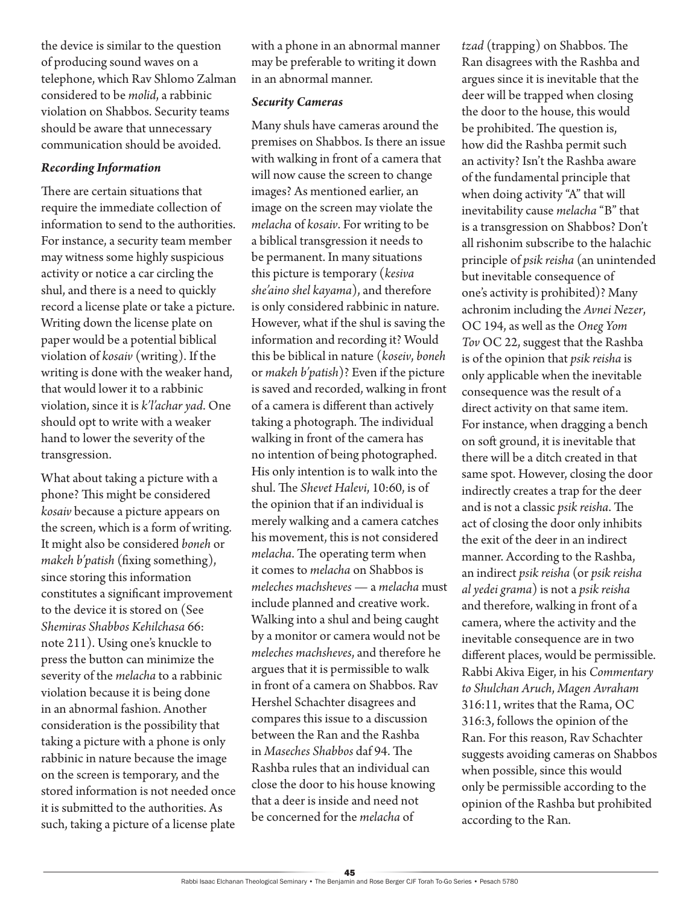the device is similar to the question of producing sound waves on a telephone, which Rav Shlomo Zalman considered to be *molid*, a rabbinic violation on Shabbos. Security teams should be aware that unnecessary communication should be avoided.

### *Recording Information*

There are certain situations that require the immediate collection of information to send to the authorities. For instance, a security team member may witness some highly suspicious activity or notice a car circling the shul, and there is a need to quickly record a license plate or take a picture. Writing down the license plate on paper would be a potential biblical violation of *kosaiv* (writing). If the writing is done with the weaker hand, that would lower it to a rabbinic violation, since it is *k'l'achar yad*. One should opt to write with a weaker hand to lower the severity of the transgression.

What about taking a picture with a phone? This might be considered *kosaiv* because a picture appears on the screen, which is a form of writing. It might also be considered *boneh* or *makeh b'patish* (fixing something), since storing this information constitutes a significant improvement to the device it is stored on (See *Shemiras Shabbos Kehilchasa* 66: note 211). Using one's knuckle to press the button can minimize the severity of the *melacha* to a rabbinic violation because it is being done in an abnormal fashion. Another consideration is the possibility that taking a picture with a phone is only rabbinic in nature because the image on the screen is temporary, and the stored information is not needed once it is submitted to the authorities. As such, taking a picture of a license plate with a phone in an abnormal manner may be preferable to writing it down in an abnormal manner.

### *Security Cameras*

Many shuls have cameras around the premises on Shabbos. Is there an issue with walking in front of a camera that will now cause the screen to change images? As mentioned earlier, an image on the screen may violate the *melacha* of *kosaiv*. For writing to be a biblical transgression it needs to be permanent. In many situations this picture is temporary (*kesiva she'aino shel kayama*), and therefore is only considered rabbinic in nature. However, what if the shul is saving the information and recording it? Would this be biblical in nature (*koseiv*, *boneh* or *makeh b'patish*)? Even if the picture is saved and recorded, walking in front of a camera is different than actively taking a photograph. The individual walking in front of the camera has no intention of being photographed. His only intention is to walk into the shul. The *Shevet Halevi*, 10:60, is of the opinion that if an individual is merely walking and a camera catches his movement, this is not considered *melacha*. The operating term when it comes to *melacha* on Shabbos is *meleches machsheves* — a *melacha* must include planned and creative work. Walking into a shul and being caught by a monitor or camera would not be *meleches machsheves*, and therefore he argues that it is permissible to walk in front of a camera on Shabbos. Rav Hershel Schachter disagrees and compares this issue to a discussion between the Ran and the Rashba in *Maseches Shabbos* daf 94. The Rashba rules that an individual can close the door to his house knowing that a deer is inside and need not be concerned for the *melacha* of *tzad* (trapping) on Shabbos. The Ran disagrees with the Rashba and argues since it is inevitable that the deer will be trapped when closing the door to the house, this would be prohibited. The question is, how did the Rashba permit such an activity? Isn't the Rashba aware of the fundamental principle that when doing activity "A" that will inevitability cause *melacha* "B" that is a transgression on Shabbos? Don't all rishonim subscribe to the halachic principle of *psik reisha* (an unintended but inevitable consequence of one's activity is prohibited)? Many achronim including the *Avnei Nezer*, OC 194, as well as the *Oneg Yom Tov* OC 22, suggest that the Rashba is of the opinion that *psik reisha* is only applicable when the inevitable consequence was the result of a direct activity on that same item. For instance, when dragging a bench on soft ground, it is inevitable that there will be a ditch created in that same spot. However, closing the door indirectly creates a trap for the deer and is not a classic *psik reisha*. The act of closing the door only inhibits the exit of the deer in an indirect manner. According to the Rashba, an indirect *psik reisha* (or *psik reisha al yedei grama*) is not a *psik reisha* and therefore, walking in front of a camera, where the activity and the inevitable consequence are in two different places, would be permissible. Rabbi Akiva Eiger, in his *Commentary to Shulchan Aruch*, *Magen Avraham* 316:11, writes that the Rama, OC 316:3, follows the opinion of the Ran. For this reason, Rav Schachter suggests avoiding cameras on Shabbos when possible, since this would only be permissible according to the opinion of the Rashba but prohibited according to the Ran.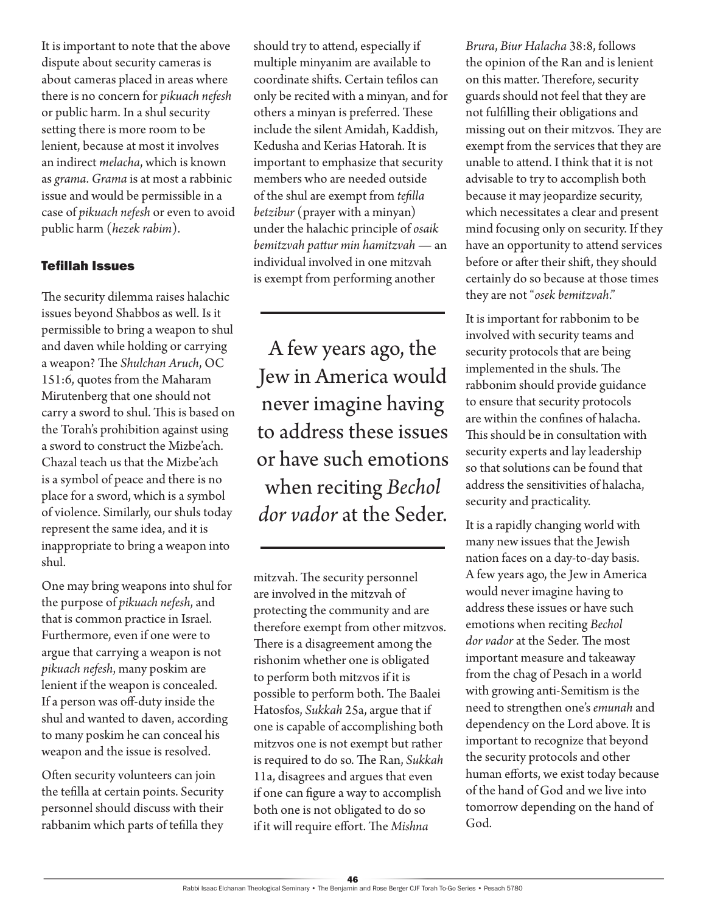It is important to note that the above dispute about security cameras is about cameras placed in areas where there is no concern for *pikuach nefesh* or public harm. In a shul security setting there is more room to be lenient, because at most it involves an indirect *melacha*, which is known as *grama*. *Grama* is at most a rabbinic issue and would be permissible in a case of *pikuach nefesh* or even to avoid public harm (*hezek rabim*).

## Tefillah Issues

The security dilemma raises halachic issues beyond Shabbos as well. Is it permissible to bring a weapon to shul and daven while holding or carrying a weapon? The *Shulchan Aruch*, OC 151:6, quotes from the Maharam Mirutenberg that one should not carry a sword to shul. This is based on the Torah's prohibition against using a sword to construct the Mizbe'ach. Chazal teach us that the Mizbe'ach is a symbol of peace and there is no place for a sword, which is a symbol of violence. Similarly, our shuls today represent the same idea, and it is inappropriate to bring a weapon into shul.

One may bring weapons into shul for the purpose of *pikuach nefesh*, and that is common practice in Israel. Furthermore, even if one were to argue that carrying a weapon is not *pikuach nefesh*, many poskim are lenient if the weapon is concealed. If a person was off-duty inside the shul and wanted to daven, according to many poskim he can conceal his weapon and the issue is resolved.

Often security volunteers can join the tefilla at certain points. Security personnel should discuss with their rabbanim which parts of tefilla they should try to attend, especially if multiple minyanim are available to coordinate shifts. Certain tefilos can only be recited with a minyan, and for others a minyan is preferred. These include the silent Amidah, Kaddish, Kedusha and Kerias Hatorah. It is important to emphasize that security members who are needed outside of the shul are exempt from *tefilla betzibur* (prayer with a minyan) under the halachic principle of *osaik bemitzvah pattur min hamitzvah* — an individual involved in one mitzvah is exempt from performing another mitzvah. The security personnel are involved in the mitzvah of protecting the community and are therefore exempt from other mitzvos. There is a disagreement among the rishonim whether one is obligated to perform both mitzvos if it is possible to perform both. The Baalei Hatosfos, *Sukkah* 25a, argue that if one is capable of accomplishing both mitzvos one is not exempt but rather is required to do so. The Ran, *Sukkah* 11a, disagrees and argues that even if one can figure a way to accomplish both one is not obligated to do so if it will require effort. The *Mishna Brura*, *Biur Halacha* 38:8, follows the opinion of the Ran and is lenient on this matter. Therefore, security guards should not feel that they are not fulfilling their obligations and missing out on their mitzvos. They are exempt from the services that they are unable to attend. I think that it is not advisable to try to accomplish both because it may jeopardize security, which necessitates a clear and present mind focusing only on security. If they have an opportunity to attend services before or after their shift, they should certainly do so because at those times they are not "*osek bemitzvah*."

> A few years ago, the Jew in America would never imagine having to address these issues or have such emotions when reciting *Bechol dor vador* at the Seder.

It is important for rabbonim to be involved with security teams and security protocols that are being implemented in the shuls. The rabbonim should provide guidance to ensure that security protocols are within the confines of halacha. This should be in consultation with security experts and lay leadership so that solutions can be found that address the sensitivities of halacha, security and practicality.

It is a rapidly changing world with many new issues that the Jewish nation faces on a day-to-day basis. A few years ago, the Jew in America would never imagine having to address these issues or have such emotions when reciting *Bechol dor vador* at the Seder. The most important measure and takeaway from the chag of Pesach in a world with growing anti-Semitism is the need to strengthen one's *emunah* and dependency on the Lord above. It is important to recognize that beyond the security protocols and other human efforts, we exist today because of the hand of God and we live into tomorrow depending on the hand of God.